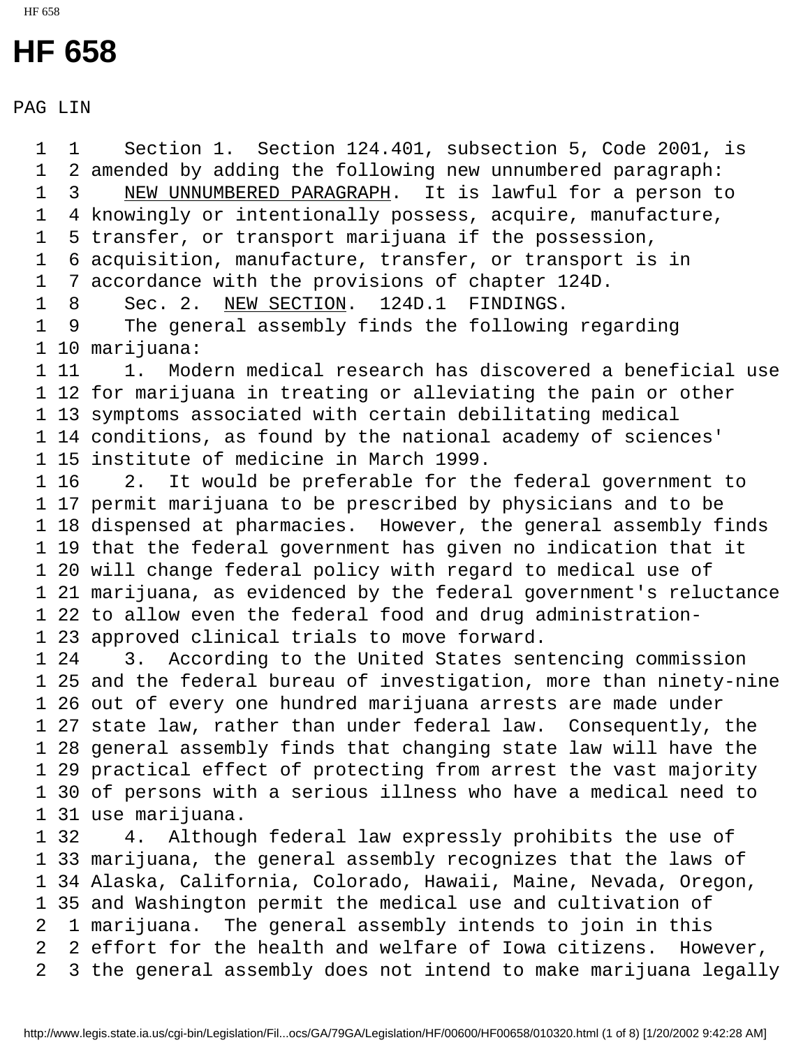# HF 658

PAG LIN

```
  1  1    Section 1.  Section 124.401, subsection 5, Code 2001, is
  1  2 amended by adding the following new unnumbered paragraph:
  1  3    NEW UNNUMBERED PARAGRAPH.  It is lawful for a person to
  1  4 knowingly or intentionally possess, acquire, manufacture,
  1  5 transfer, or transport marijuana if the possession,
  1  6 acquisition, manufacture, transfer, or transport is in
  1  7 accordance with the provisions of chapter 124D.
  1  8    Sec. 2.  NEW SECTION.  124D.1  FINDINGS.
  1  9    The general assembly finds the following regarding
  1 10 marijuana:
  1 11    1.  Modern medical research has discovered a beneficial use
  1 12 for marijuana in treating or alleviating the pain or other
  1 13 symptoms associated with certain debilitating medical
  1 14 conditions, as found by the national academy of sciences'
  1 15 institute of medicine in March 1999.
  1 16    2.  It would be preferable for the federal government to
  1 17 permit marijuana to be prescribed by physicians and to be
  1 18 dispensed at pharmacies.  However, the general assembly finds
  1 19 that the federal government has given no indication that it
  1 20 will change federal policy with regard to medical use of
  1 21 marijuana, as evidenced by the federal government's reluctance
  1 22 to allow even the federal food and drug administration-
  1 23 approved clinical trials to move forward.
  1 24    3.  According to the United States sentencing commission
  1 25 and the federal bureau of investigation, more than ninety-nine
  1 26 out of every one hundred marijuana arrests are made under
  1 27 state law, rather than under federal law.  Consequently, the
  1 28 general assembly finds that changing state law will have the
  1 29 practical effect of protecting from arrest the vast majority
  1 30 of persons with a serious illness who have a medical need to
  1 31 use marijuana.
  1 32    4.  Although federal law expressly prohibits the use of
  1 33 marijuana, the general assembly recognizes that the laws of
  1 34 Alaska, California, Colorado, Hawaii, Maine, Nevada, Oregon,
  1 35 and Washington permit the medical use and cultivation of
  2  1 marijuana.  The general assembly intends to join in this
  2  2 effort for the health and welfare of Iowa citizens.  However,
  2  3 the general assembly does not intend to make marijuana legally
```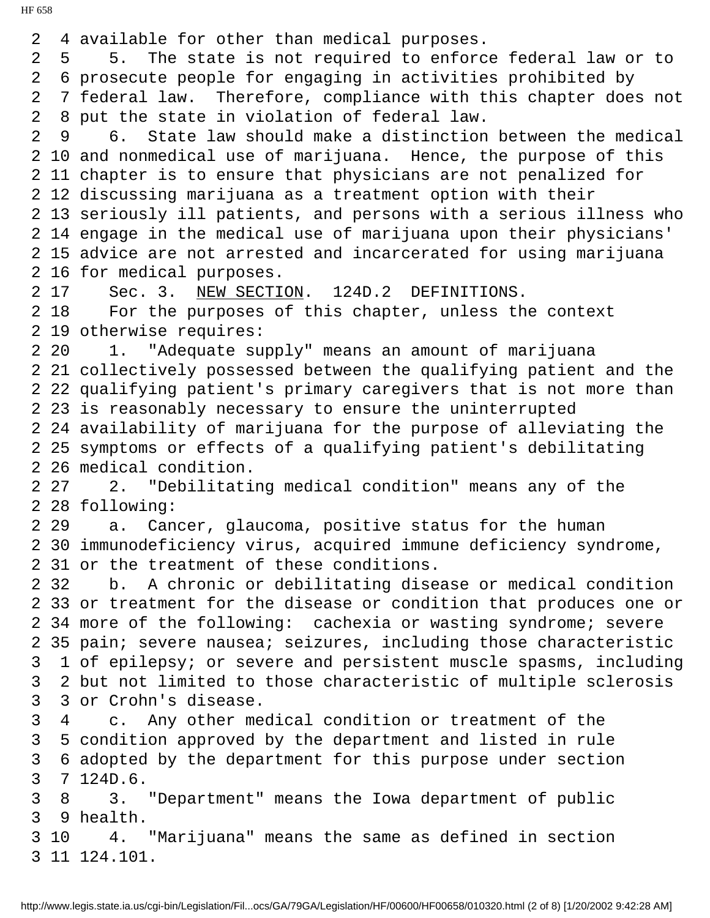2 4 available for other than medical purposes.
2 5 5. The state is not required to enforce federal law or to
2 6 prosecute people for engaging in activities prohibited by
2 7 federal law. Therefore, compliance with this chapter does not
2 8 put the state in violation of federal law.
2 9 6. State law should make a distinction between the medical
2 10 and nonmedical use of marijuana. Hence, the purpose of this
2 11 chapter is to ensure that physicians are not penalized for
2 12 discussing marijuana as a treatment option with their
2 13 seriously ill patients, and persons with a serious illness who
2 14 engage in the medical use of marijuana upon their physicians'
2 15 advice are not arrested and incarcerated for using marijuana
2 16 for medical purposes.
2 17 Sec. 3. NEW SECTION. 124D.2 DEFINITIONS.
2 18 For the purposes of this chapter, unless the context
2 19 otherwise requires:
2 20 1. "Adequate supply" means an amount of marijuana
2 21 collectively possessed between the qualifying patient and the
2 22 qualifying patient's primary caregivers that is not more than
2 23 is reasonably necessary to ensure the uninterrupted
2 24 availability of marijuana for the purpose of alleviating the
2 25 symptoms or effects of a qualifying patient's debilitating
2 26 medical condition.
2 27 2. "Debilitating medical condition" means any of the
2 28 following:
2 29 a. Cancer, glaucoma, positive status for the human
2 30 immunodeficiency virus, acquired immune deficiency syndrome,
2 31 or the treatment of these conditions.
2 32 b. A chronic or debilitating disease or medical condition
2 33 or treatment for the disease or condition that produces one or
2 34 more of the following: cachexia or wasting syndrome; severe
2 35 pain; severe nausea; seizures, including those characteristic
3 1 of epilepsy; or severe and persistent muscle spasms, including
3 2 but not limited to those characteristic of multiple sclerosis
3 3 or Crohn's disease.
3 4 c. Any other medical condition or treatment of the
3 5 condition approved by the department and listed in rule
3 6 adopted by the department for this purpose under section
3 7 124D.6.
3 8 3. "Department" means the Iowa department of public
3 9 health.
3 10 4. "Marijuana" means the same as defined in section
3 11 124.101.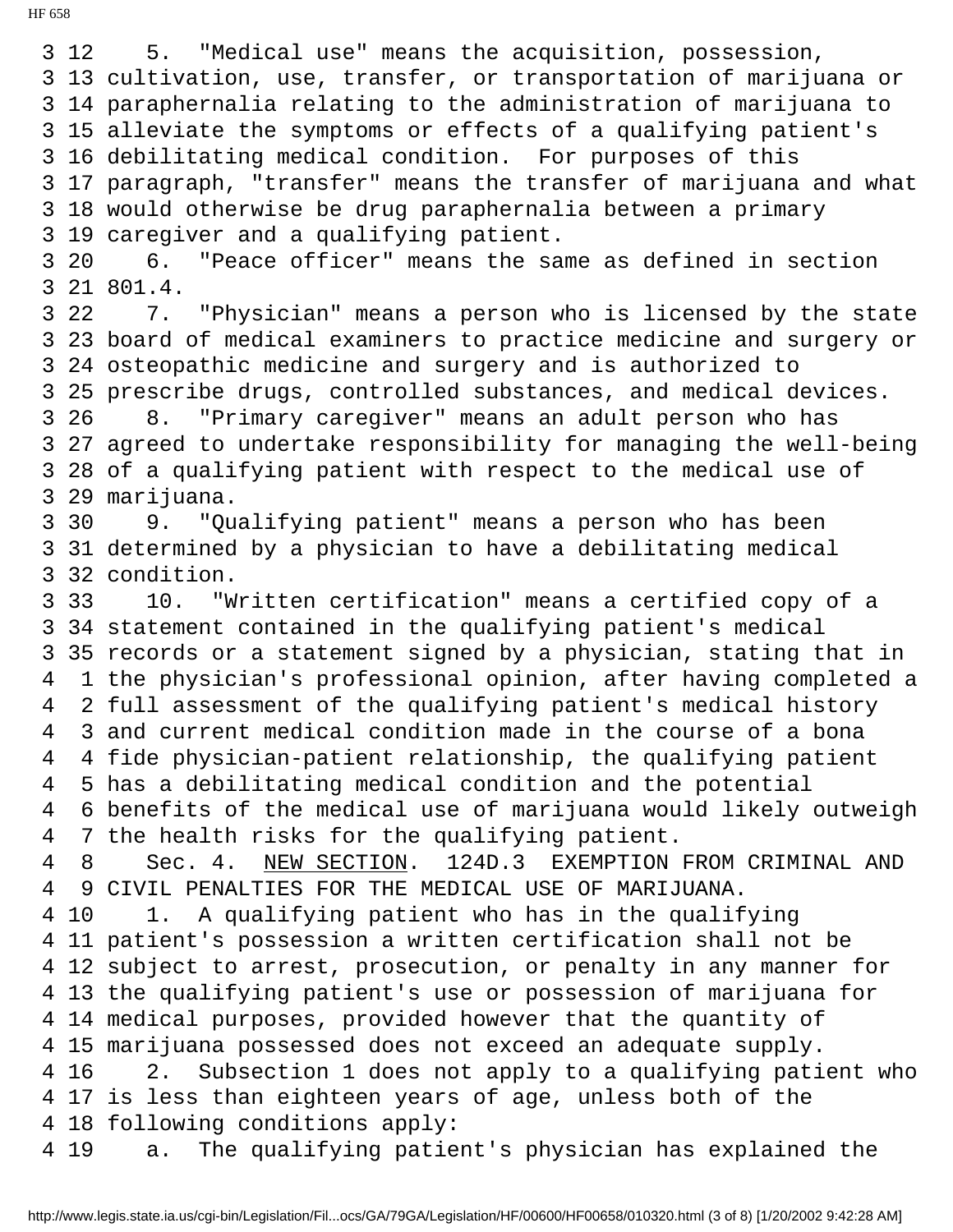3 12 5. "Medical use" means the acquisition, possession,
3 13 cultivation, use, transfer, or transportation of marijuana or
3 14 paraphernalia relating to the administration of marijuana to
3 15 alleviate the symptoms or effects of a qualifying patient's
3 16 debilitating medical condition. For purposes of this
3 17 paragraph, "transfer" means the transfer of marijuana and what
3 18 would otherwise be drug paraphernalia between a primary
3 19 caregiver and a qualifying patient.
3 20 6. "Peace officer" means the same as defined in section
3 21 801.4.
3 22 7. "Physician" means a person who is licensed by the state
3 23 board of medical examiners to practice medicine and surgery or
3 24 osteopathic medicine and surgery and is authorized to
3 25 prescribe drugs, controlled substances, and medical devices.
3 26 8. "Primary caregiver" means an adult person who has
3 27 agreed to undertake responsibility for managing the well-being
3 28 of a qualifying patient with respect to the medical use of
3 29 marijuana.
3 30 9. "Qualifying patient" means a person who has been
3 31 determined by a physician to have a debilitating medical
3 32 condition.
3 33 10. "Written certification" means a certified copy of a
3 34 statement contained in the qualifying patient's medical
3 35 records or a statement signed by a physician, stating that in
4 1 the physician's professional opinion, after having completed a
4 2 full assessment of the qualifying patient's medical history
4 3 and current medical condition made in the course of a bona
4 4 fide physician-patient relationship, the qualifying patient
4 5 has a debilitating medical condition and the potential
4 6 benefits of the medical use of marijuana would likely outweigh
4 7 the health risks for the qualifying patient.
4 8 Sec. 4. <u>NEW SECTION</u>. 124D.3 EXEMPTION FROM CRIMINAL AND
4 9 CIVIL PENALTIES FOR THE MEDICAL USE OF MARIJUANA.
4 10 1. A qualifying patient who has in the qualifying
4 11 patient's possession a written certification shall not be
4 12 subject to arrest, prosecution, or penalty in any manner for
4 13 the qualifying patient's use or possession of marijuana for
4 14 medical purposes, provided however that the quantity of
4 15 marijuana possessed does not exceed an adequate supply.
4 16 2. Subsection 1 does not apply to a qualifying patient who
4 17 is less than eighteen years of age, unless both of the
4 18 following conditions apply:
4 19 a. The qualifying patient's physician has explained the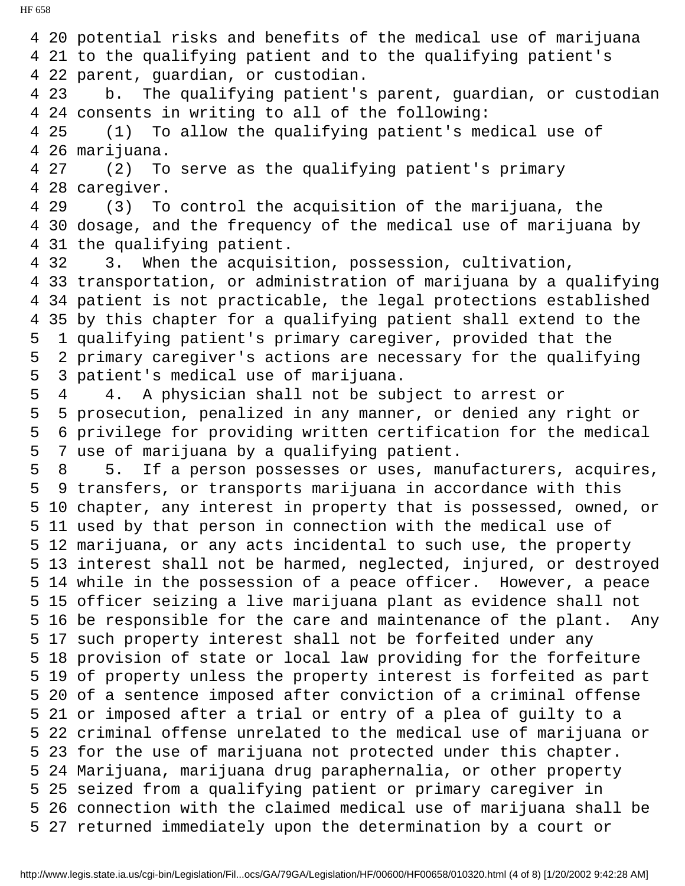4 20 potential risks and benefits of the medical use of marijuana
4 21 to the qualifying patient and to the qualifying patient's
4 22 parent, guardian, or custodian.
4 23    b. The qualifying patient's parent, guardian, or custodian
4 24 consents in writing to all of the following:
4 25    (1) To allow the qualifying patient's medical use of
4 26 marijuana.
4 27    (2) To serve as the qualifying patient's primary
4 28 caregiver.
4 29    (3) To control the acquisition of the marijuana, the
4 30 dosage, and the frequency of the medical use of marijuana by
4 31 the qualifying patient.
4 32    3. When the acquisition, possession, cultivation,
4 33 transportation, or administration of marijuana by a qualifying
4 34 patient is not practicable, the legal protections established
4 35 by this chapter for a qualifying patient shall extend to the
5  1 qualifying patient's primary caregiver, provided that the
5  2 primary caregiver's actions are necessary for the qualifying
5  3 patient's medical use of marijuana.
5  4    4. A physician shall not be subject to arrest or
5  5 prosecution, penalized in any manner, or denied any right or
5  6 privilege for providing written certification for the medical
5  7 use of marijuana by a qualifying patient.
5  8    5. If a person possesses or uses, manufacturers, acquires,
5  9 transfers, or transports marijuana in accordance with this
5 10 chapter, any interest in property that is possessed, owned, or
5 11 used by that person in connection with the medical use of
5 12 marijuana, or any acts incidental to such use, the property
5 13 interest shall not be harmed, neglected, injured, or destroyed
5 14 while in the possession of a peace officer.  However, a peace
5 15 officer seizing a live marijuana plant as evidence shall not
5 16 be responsible for the care and maintenance of the plant.  Any
5 17 such property interest shall not be forfeited under any
5 18 provision of state or local law providing for the forfeiture
5 19 of property unless the property interest is forfeited as part
5 20 of a sentence imposed after conviction of a criminal offense
5 21 or imposed after a trial or entry of a plea of guilty to a
5 22 criminal offense unrelated to the medical use of marijuana or
5 23 for the use of marijuana not protected under this chapter.
5 24 Marijuana, marijuana drug paraphernalia, or other property
5 25 seized from a qualifying patient or primary caregiver in
5 26 connection with the claimed medical use of marijuana shall be
5 27 returned immediately upon the determination by a court or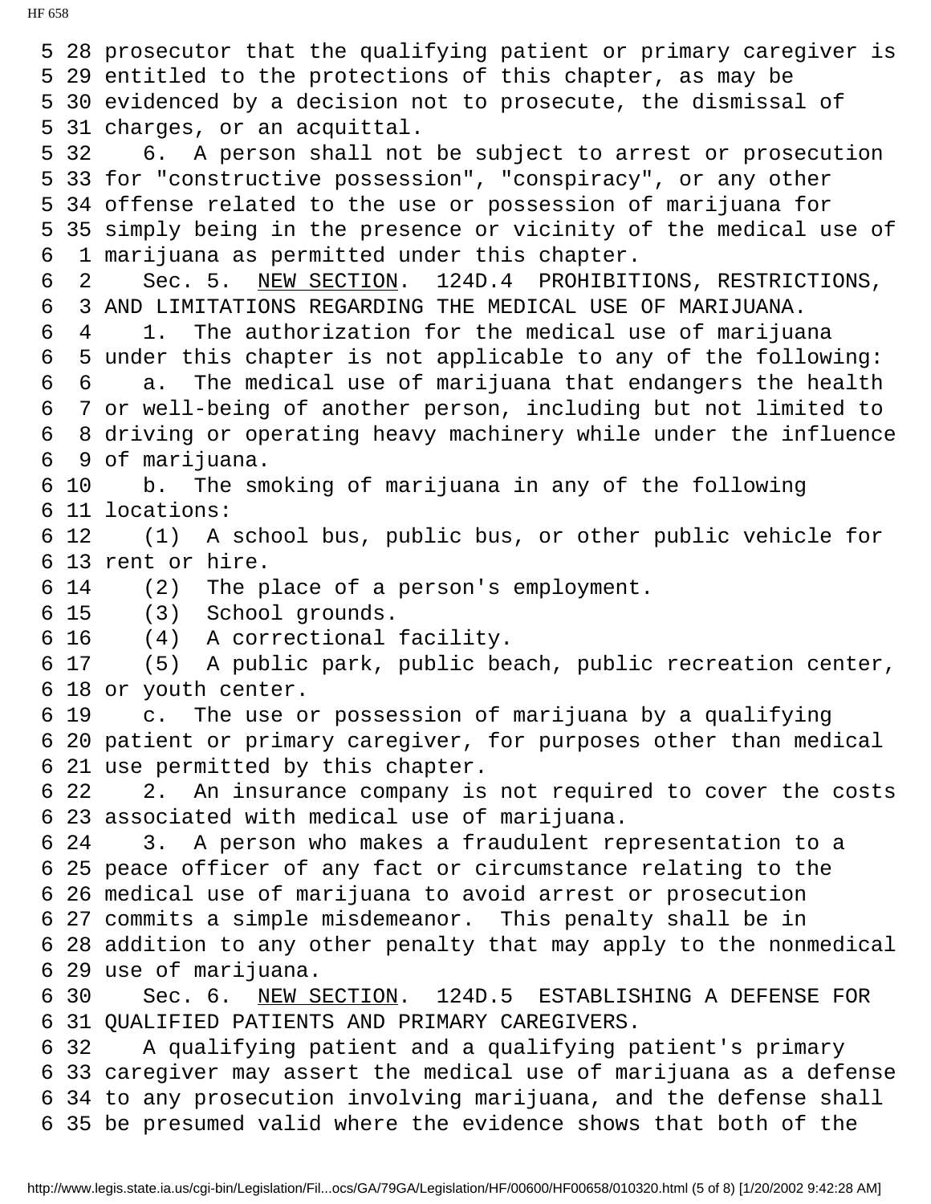5 28 prosecutor that the qualifying patient or primary caregiver is
5 29 entitled to the protections of this chapter, as may be
5 30 evidenced by a decision not to prosecute, the dismissal of
5 31 charges, or an acquittal.
5 32 6. A person shall not be subject to arrest or prosecution
5 33 for "constructive possession", "conspiracy", or any other
5 34 offense related to the use or possession of marijuana for
5 35 simply being in the presence or vicinity of the medical use of
6 1 marijuana as permitted under this chapter.
6 2 Sec. 5. NEW SECTION. 124D.4 PROHIBITIONS, RESTRICTIONS,
6 3 AND LIMITATIONS REGARDING THE MEDICAL USE OF MARIJUANA.
6 4 1. The authorization for the medical use of marijuana
6 5 under this chapter is not applicable to any of the following:
6 6 a. The medical use of marijuana that endangers the health
6 7 or well-being of another person, including but not limited to
6 8 driving or operating heavy machinery while under the influence
6 9 of marijuana.
6 10 b. The smoking of marijuana in any of the following
6 11 locations:
6 12 (1) A school bus, public bus, or other public vehicle for
6 13 rent or hire.
6 14 (2) The place of a person's employment.
6 15 (3) School grounds.
6 16 (4) A correctional facility.
6 17 (5) A public park, public beach, public recreation center,
6 18 or youth center.
6 19 c. The use or possession of marijuana by a qualifying
6 20 patient or primary caregiver, for purposes other than medical
6 21 use permitted by this chapter.
6 22 2. An insurance company is not required to cover the costs
6 23 associated with medical use of marijuana.
6 24 3. A person who makes a fraudulent representation to a
6 25 peace officer of any fact or circumstance relating to the
6 26 medical use of marijuana to avoid arrest or prosecution
6 27 commits a simple misdemeanor. This penalty shall be in
6 28 addition to any other penalty that may apply to the nonmedical
6 29 use of marijuana.
6 30 Sec. 6. NEW SECTION. 124D.5 ESTABLISHING A DEFENSE FOR
6 31 QUALIFIED PATIENTS AND PRIMARY CAREGIVERS.
6 32 A qualifying patient and a qualifying patient's primary
6 33 caregiver may assert the medical use of marijuana as a defense
6 34 to any prosecution involving marijuana, and the defense shall
6 35 be presumed valid where the evidence shows that both of the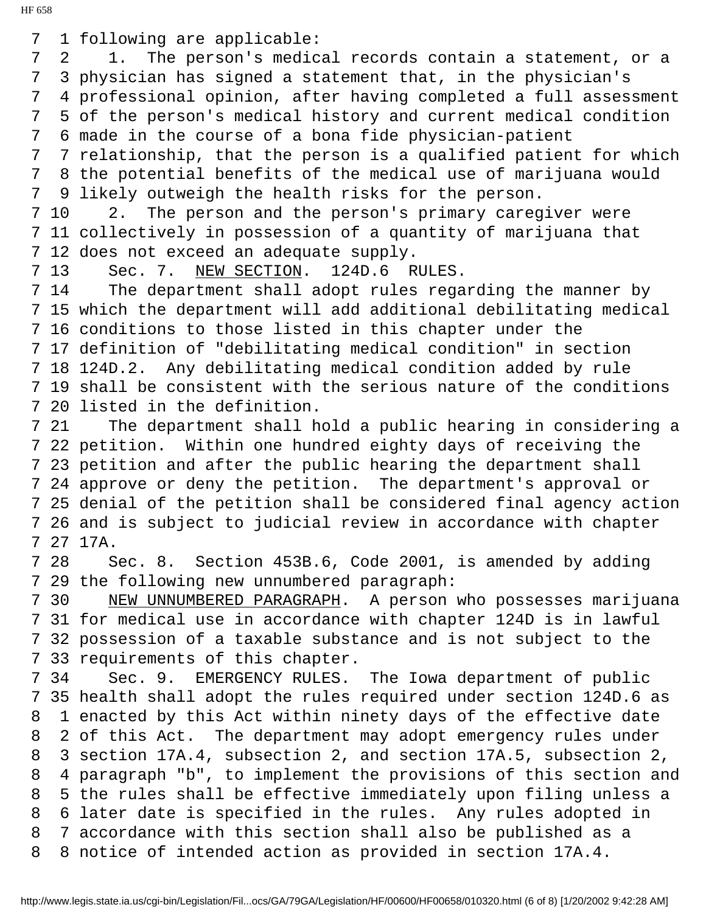following are applicable:

1. The person's medical records contain a statement, or a physician has signed a statement that, in the physician's professional opinion, after having completed a full assessment of the person's medical history and current medical condition made in the course of a bona fide physician-patient relationship, that the person is a qualified patient for which the potential benefits of the medical use of marijuana would likely outweigh the health risks for the person.

2. The person and the person's primary caregiver were collectively in possession of a quantity of marijuana that does not exceed an adequate supply.

Sec. 7. NEW SECTION. 124D.6 RULES.

The department shall adopt rules regarding the manner by which the department will add additional debilitating medical conditions to those listed in this chapter under the definition of "debilitating medical condition" in section 124D.2. Any debilitating medical condition added by rule shall be consistent with the serious nature of the conditions listed in the definition.

The department shall hold a public hearing in considering a petition. Within one hundred eighty days of receiving the petition and after the public hearing the department shall approve or deny the petition. The department's approval or denial of the petition shall be considered final agency action and is subject to judicial review in accordance with chapter 17A.

Sec. 8. Section 453B.6, Code 2001, is amended by adding the following new unnumbered paragraph:

NEW UNNUMBERED PARAGRAPH. A person who possesses marijuana for medical use in accordance with chapter 124D is in lawful possession of a taxable substance and is not subject to the requirements of this chapter.

Sec. 9. EMERGENCY RULES. The Iowa department of public health shall adopt the rules required under section 124D.6 as enacted by this Act within ninety days of the effective date of this Act. The department may adopt emergency rules under section 17A.4, subsection 2, and section 17A.5, subsection 2, paragraph "b", to implement the provisions of this section and the rules shall be effective immediately upon filing unless a later date is specified in the rules. Any rules adopted in accordance with this section shall also be published as a notice of intended action as provided in section 17A.4.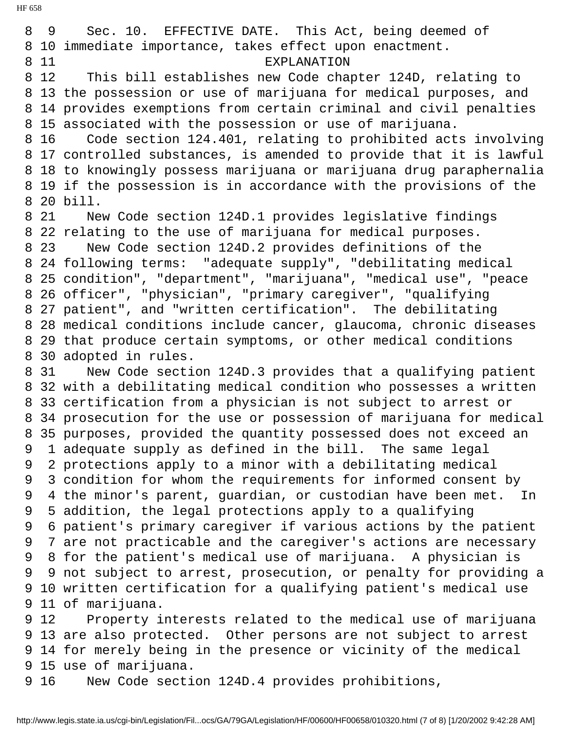Sec. 10. EFFECTIVE DATE. This Act, being deemed of immediate importance, takes effect upon enactment.

## EXPLANATION

This bill establishes new Code chapter 124D, relating to the possession or use of marijuana for medical purposes, and provides exemptions from certain criminal and civil penalties associated with the possession or use of marijuana.

Code section 124.401, relating to prohibited acts involving controlled substances, is amended to provide that it is lawful to knowingly possess marijuana or marijuana drug paraphernalia if the possession is in accordance with the provisions of the bill.

New Code section 124D.1 provides legislative findings relating to the use of marijuana for medical purposes.

New Code section 124D.2 provides definitions of the following terms: "adequate supply", "debilitating medical condition", "department", "marijuana", "medical use", "peace officer", "physician", "primary caregiver", "qualifying patient", and "written certification". The debilitating medical conditions include cancer, glaucoma, chronic diseases that produce certain symptoms, or other medical conditions adopted in rules.

New Code section 124D.3 provides that a qualifying patient with a debilitating medical condition who possesses a written certification from a physician is not subject to arrest or prosecution for the use or possession of marijuana for medical purposes, provided the quantity possessed does not exceed an adequate supply as defined in the bill. The same legal protections apply to a minor with a debilitating medical condition for whom the requirements for informed consent by the minor's parent, guardian, or custodian have been met. In addition, the legal protections apply to a qualifying patient's primary caregiver if various actions by the patient are not practicable and the caregiver's actions are necessary for the patient's medical use of marijuana. A physician is not subject to arrest, prosecution, or penalty for providing a written certification for a qualifying patient's medical use of marijuana.

Property interests related to the medical use of marijuana are also protected. Other persons are not subject to arrest for merely being in the presence or vicinity of the medical use of marijuana.

New Code section 124D.4 provides prohibitions,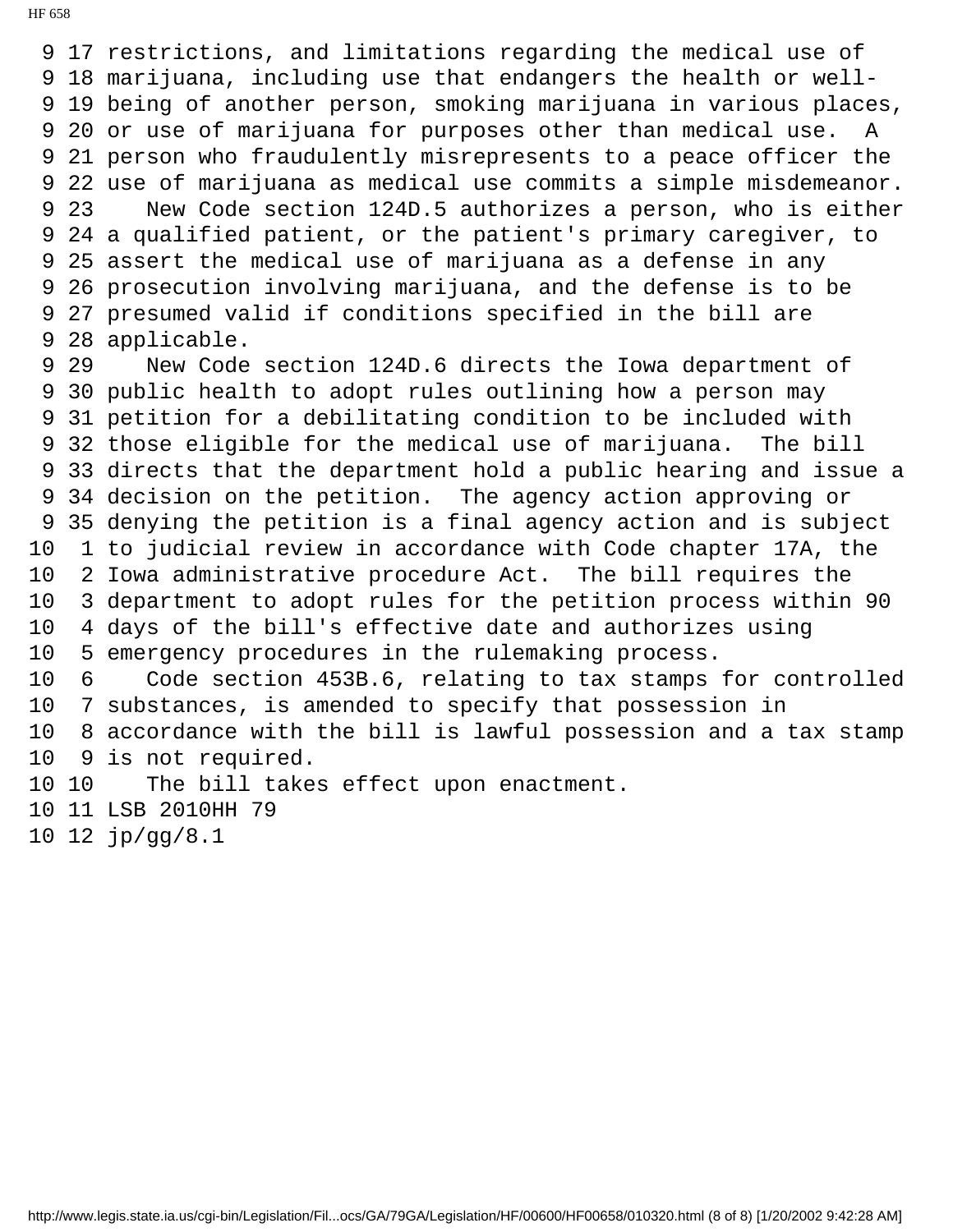9 17 restrictions, and limitations regarding the medical use of
9 18 marijuana, including use that endangers the health or well-
9 19 being of another person, smoking marijuana in various places,
9 20 or use of marijuana for purposes other than medical use. A
9 21 person who fraudulently misrepresents to a peace officer the
9 22 use of marijuana as medical use commits a simple misdemeanor.
9 23 New Code section 124D.5 authorizes a person, who is either
9 24 a qualified patient, or the patient's primary caregiver, to
9 25 assert the medical use of marijuana as a defense in any
9 26 prosecution involving marijuana, and the defense is to be
9 27 presumed valid if conditions specified in the bill are
9 28 applicable.
9 29 New Code section 124D.6 directs the Iowa department of
9 30 public health to adopt rules outlining how a person may
9 31 petition for a debilitating condition to be included with
9 32 those eligible for the medical use of marijuana. The bill
9 33 directs that the department hold a public hearing and issue a
9 34 decision on the petition. The agency action approving or
9 35 denying the petition is a final agency action and is subject
10 1 to judicial review in accordance with Code chapter 17A, the
10 2 Iowa administrative procedure Act. The bill requires the
10 3 department to adopt rules for the petition process within 90
10 4 days of the bill's effective date and authorizes using
10 5 emergency procedures in the rulemaking process.
10 6 Code section 453B.6, relating to tax stamps for controlled
10 7 substances, is amended to specify that possession in
10 8 accordance with the bill is lawful possession and a tax stamp
10 9 is not required.
10 10 The bill takes effect upon enactment.
10 11 LSB 2010HH 79
10 12 jp/gg/8.1